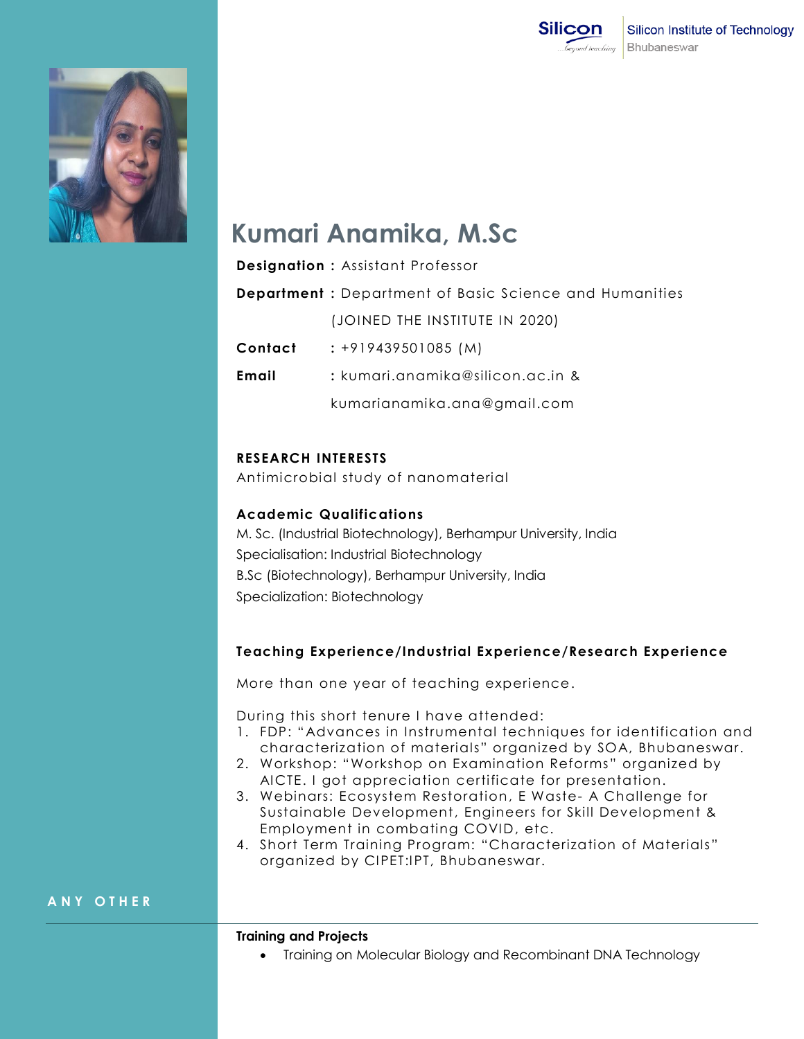Silicon Institute of Technology
Bhubaneswar

# Kumari Anamika, M.Sc

**Designation :** Assistant Professor

**Department :** Department of Basic Science and Humanities

(JOINED THE INSTITUTE IN 2020)

**Contact :** +919439501085 (M)

**Email :** kumari.anamika@silicon.ac.in & kumarianamika.ana@gmail.com

## RESEARCH INTERESTS

Antimicrobial study of nanomaterial

## Academic Qualifications

M. Sc. (Industrial Biotechnology), Berhampur University, India

Specialisation: Industrial Biotechnology

B.Sc (Biotechnology), Berhampur University, India

Specialization: Biotechnology

## Teaching Experience/Industrial Experience/Research Experience

More than one year of teaching experience.

During this short tenure I have attended:

1. FDP: "Advances in Instrumental techniques for identification and characterization of materials" organized by SOA, Bhubaneswar.
2. Workshop: "Workshop on Examination Reforms" organized by AICTE. I got appreciation certificate for presentation.
3. Webinars: Ecosystem Restoration, E Waste- A Challenge for Sustainable Development, Engineers for Skill Development & Employment in combating COVID, etc.
4. Short Term Training Program: "Characterization of Materials" organized by CIPET:IPT, Bhubaneswar.

## ANY OTHER

**Training and Projects**

- Training on Molecular Biology and Recombinant DNA Technology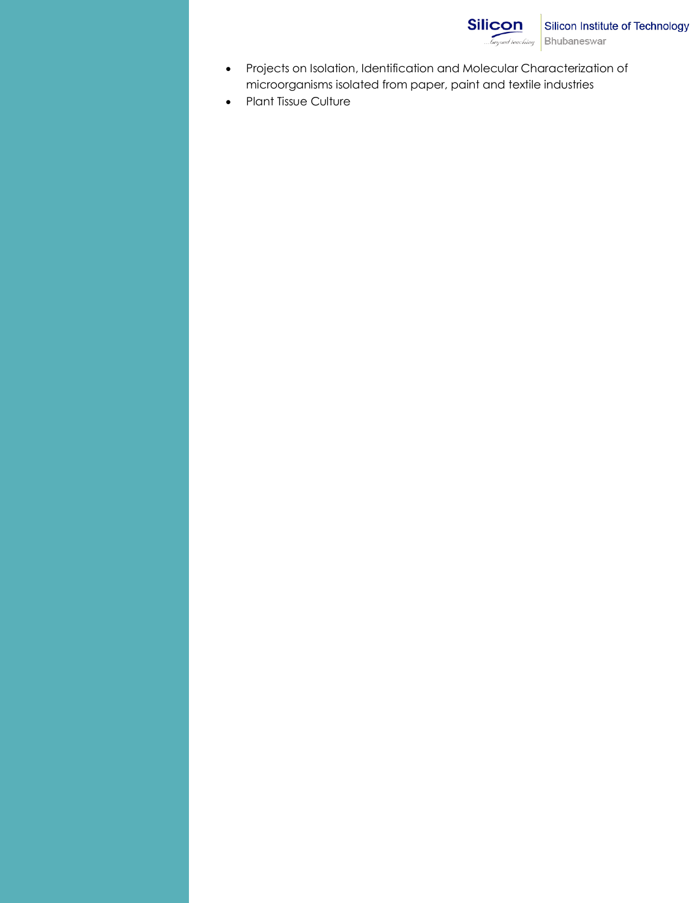- Projects on Isolation, Identification and Molecular Characterization of microorganisms isolated from paper, paint and textile industries
- Plant Tissue Culture